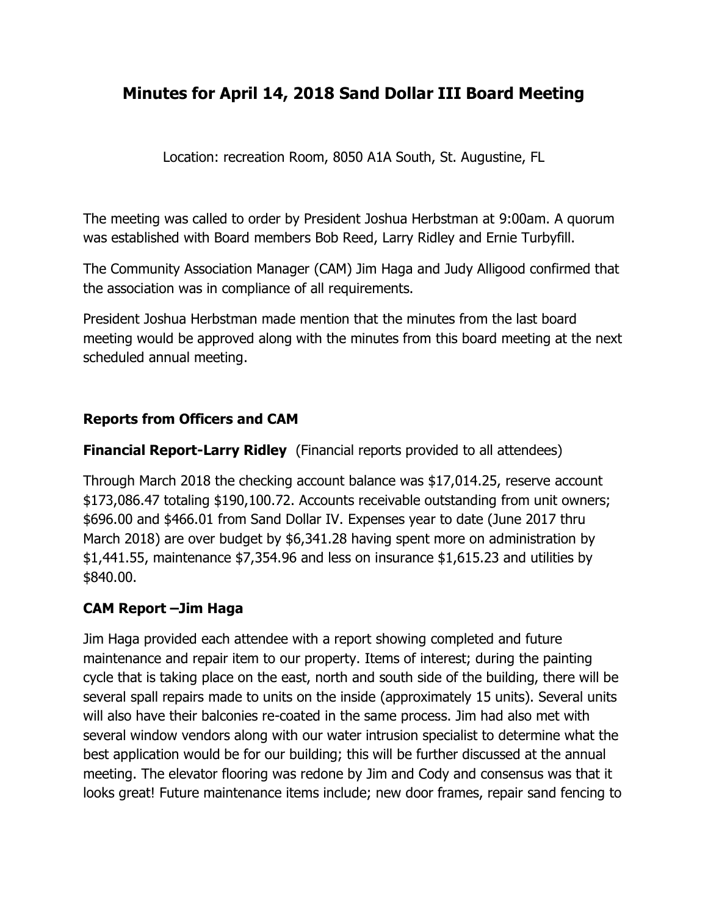# Minutes for April 14, 2018 Sand Dollar III Board Meeting

Location: recreation Room, 8050 A1A South, St. Augustine, FL

The meeting was called to order by President Joshua Herbstman at 9:00am. A quorum was established with Board members Bob Reed, Larry Ridley and Ernie Turbyfill.

The Community Association Manager (CAM) Jim Haga and Judy Alligood confirmed that the association was in compliance of all requirements.

President Joshua Herbstman made mention that the minutes from the last board meeting would be approved along with the minutes from this board meeting at the next scheduled annual meeting.

## Reports from Officers and CAM

**Financial Report-Larry Ridley** (Financial reports provided to all attendees)

Through March 2018 the checking account balance was $17,014.25, reserve account $173,086.47 totaling $190,100.72. Accounts receivable outstanding from unit owners; $696.00 and $466.01 from Sand Dollar IV. Expenses year to date (June 2017 thru March 2018) are over budget by $6,341.28 having spent more on administration by $1,441.55, maintenance $7,354.96 and less on insurance $1,615.23 and utilities by $840.00.

**CAM Report –Jim Haga**

Jim Haga provided each attendee with a report showing completed and future maintenance and repair item to our property. Items of interest; during the painting cycle that is taking place on the east, north and south side of the building, there will be several spall repairs made to units on the inside (approximately 15 units). Several units will also have their balconies re-coated in the same process. Jim had also met with several window vendors along with our water intrusion specialist to determine what the best application would be for our building; this will be further discussed at the annual meeting. The elevator flooring was redone by Jim and Cody and consensus was that it looks great! Future maintenance items include; new door frames, repair sand fencing to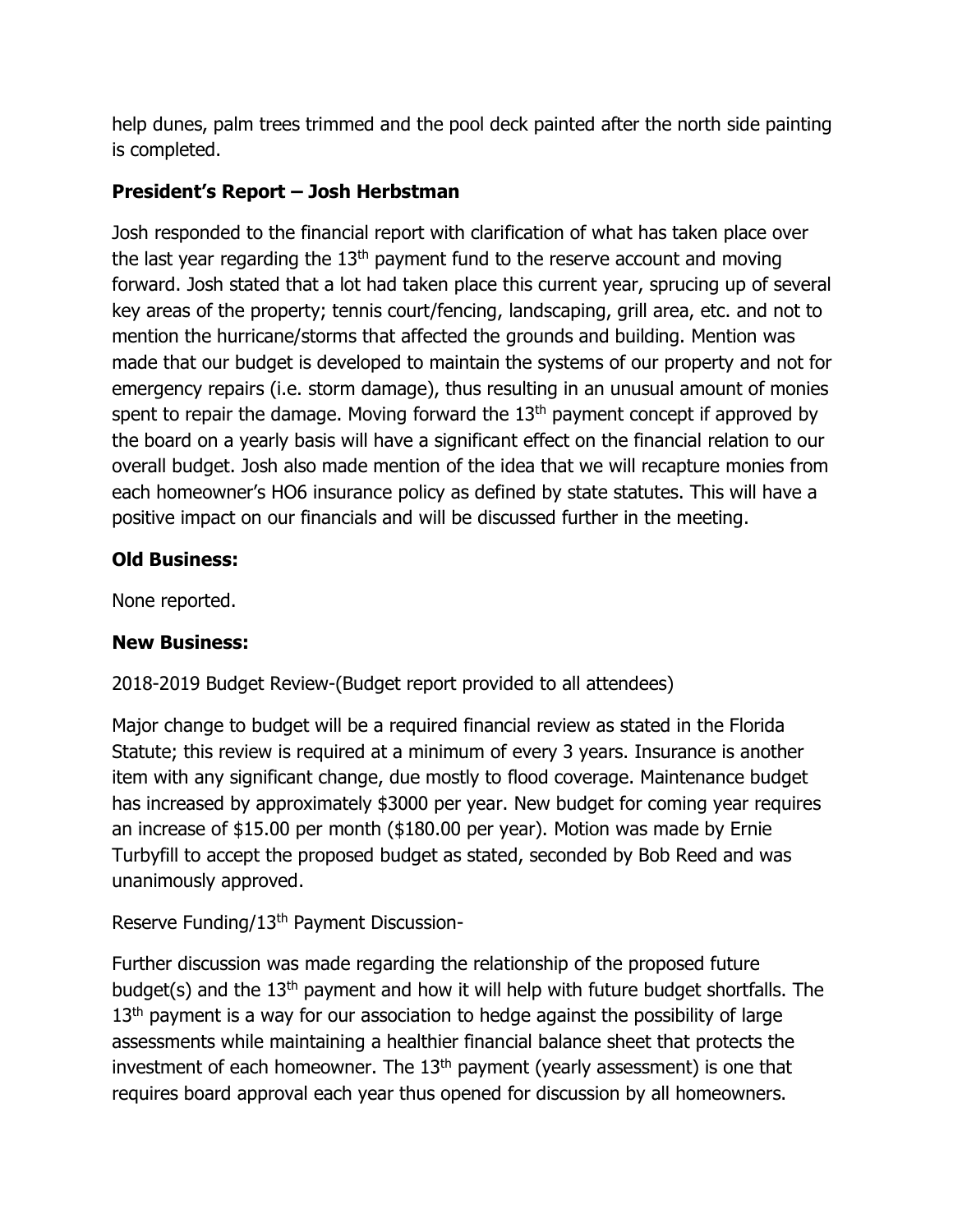help dunes, palm trees trimmed and the pool deck painted after the north side painting is completed.

**President's Report – Josh Herbstman**

Josh responded to the financial report with clarification of what has taken place over the last year regarding the 13th payment fund to the reserve account and moving forward. Josh stated that a lot had taken place this current year, sprucing up of several key areas of the property; tennis court/fencing, landscaping, grill area, etc. and not to mention the hurricane/storms that affected the grounds and building. Mention was made that our budget is developed to maintain the systems of our property and not for emergency repairs (i.e. storm damage), thus resulting in an unusual amount of monies spent to repair the damage. Moving forward the 13th payment concept if approved by the board on a yearly basis will have a significant effect on the financial relation to our overall budget. Josh also made mention of the idea that we will recapture monies from each homeowner's HO6 insurance policy as defined by state statutes. This will have a positive impact on our financials and will be discussed further in the meeting.

**Old Business:**

None reported.

**New Business:**

2018-2019 Budget Review-(Budget report provided to all attendees)

Major change to budget will be a required financial review as stated in the Florida Statute; this review is required at a minimum of every 3 years. Insurance is another item with any significant change, due mostly to flood coverage. Maintenance budget has increased by approximately $3000 per year. New budget for coming year requires an increase of $15.00 per month ($180.00 per year). Motion was made by Ernie Turbyfill to accept the proposed budget as stated, seconded by Bob Reed and was unanimously approved.

Reserve Funding/13th Payment Discussion-

Further discussion was made regarding the relationship of the proposed future budget(s) and the 13th payment and how it will help with future budget shortfalls. The 13th payment is a way for our association to hedge against the possibility of large assessments while maintaining a healthier financial balance sheet that protects the investment of each homeowner. The 13th payment (yearly assessment) is one that requires board approval each year thus opened for discussion by all homeowners.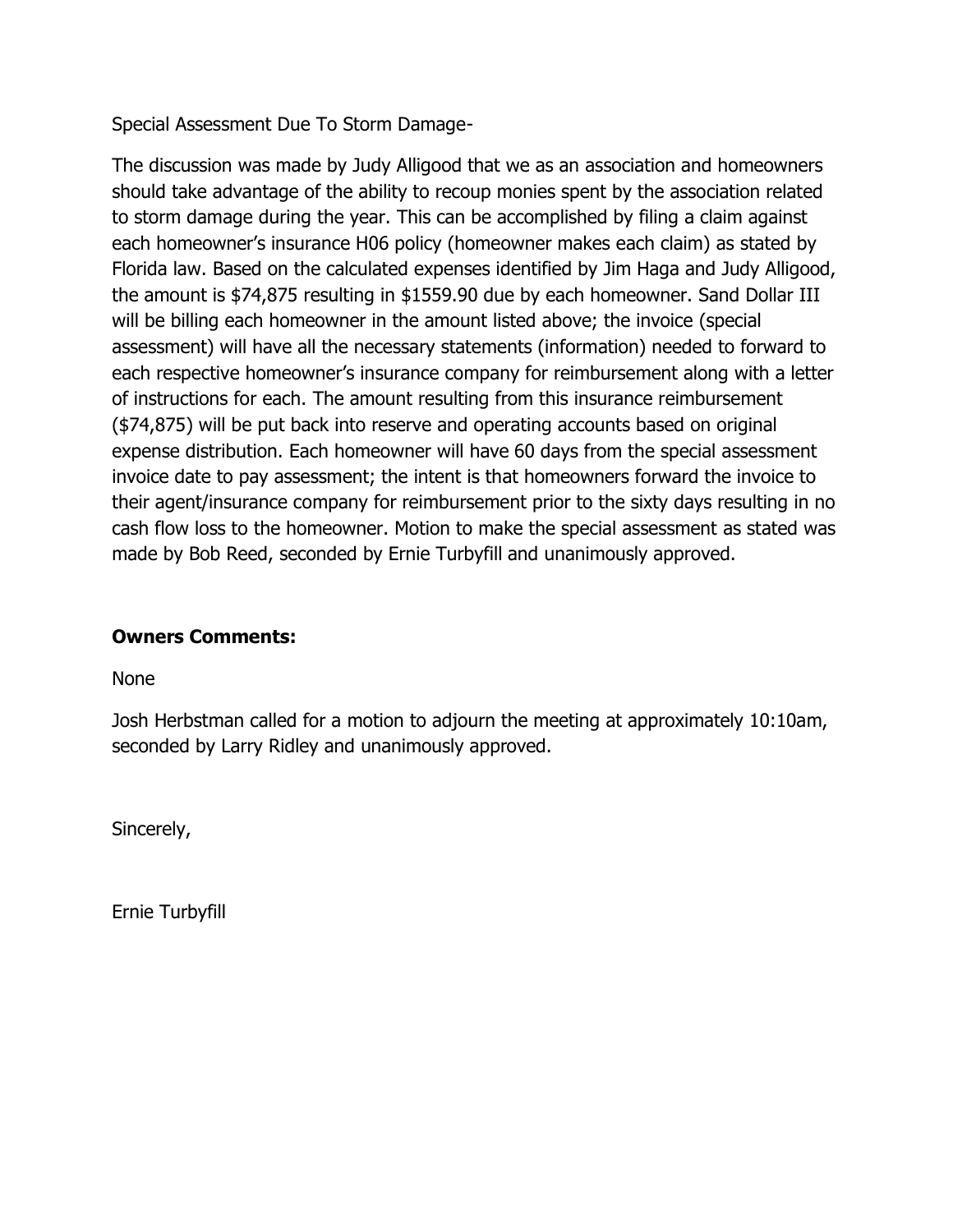Special Assessment Due To Storm Damage-

The discussion was made by Judy Alligood that we as an association and homeowners should take advantage of the ability to recoup monies spent by the association related to storm damage during the year. This can be accomplished by filing a claim against each homeowner's insurance H06 policy (homeowner makes each claim) as stated by Florida law. Based on the calculated expenses identified by Jim Haga and Judy Alligood, the amount is $74,875 resulting in $1559.90 due by each homeowner. Sand Dollar III will be billing each homeowner in the amount listed above; the invoice (special assessment) will have all the necessary statements (information) needed to forward to each respective homeowner's insurance company for reimbursement along with a letter of instructions for each. The amount resulting from this insurance reimbursement ($74,875) will be put back into reserve and operating accounts based on original expense distribution. Each homeowner will have 60 days from the special assessment invoice date to pay assessment; the intent is that homeowners forward the invoice to their agent/insurance company for reimbursement prior to the sixty days resulting in no cash flow loss to the homeowner. Motion to make the special assessment as stated was made by Bob Reed, seconded by Ernie Turbyfill and unanimously approved.

**Owners Comments:**

None

Josh Herbstman called for a motion to adjourn the meeting at approximately 10:10am, seconded by Larry Ridley and unanimously approved.

Sincerely,

Ernie Turbyfill